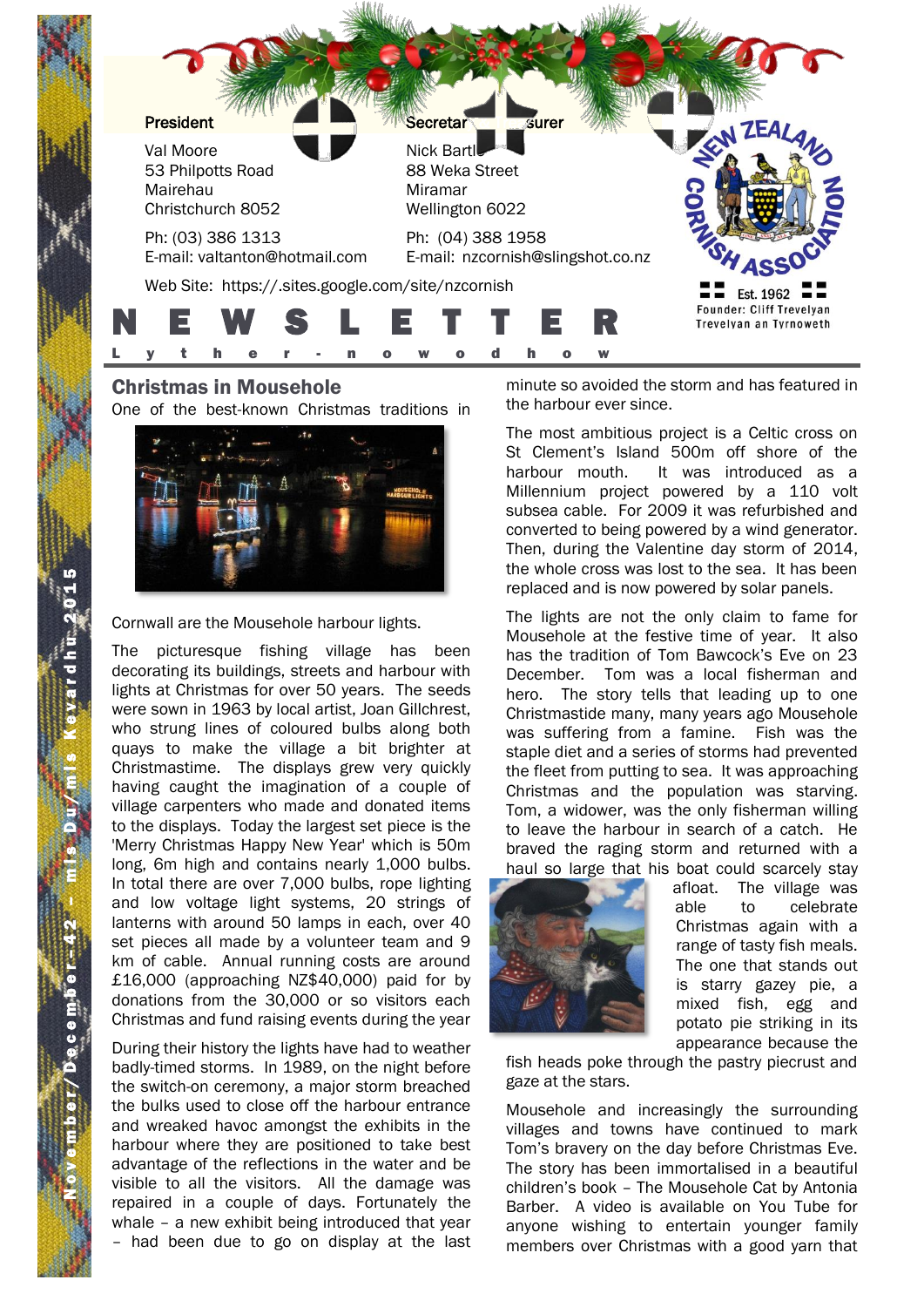**President**

Val Moore
53 Philpotts Road
Mairehau
Christchurch 8052

Ph: (03) 386 1313
E-mail: valtanton@hotmail.com

**Secretary/Treasurer**

Nick Bartle
88 Weka Street
Miramar
Wellington 6022

Ph: (04) 388 1958
E-mail: nzcornish@slingshot.co.nz

Web Site: https://.sites.google.com/site/nzcornish

NEW ZEALAND CORNISH ASSOCIATION
Est. 1962
Founder: Cliff Trevelyan
Trevelyan an Tyrnoweth

# N E W S L E T T E R

L y t h e r - n o w o d h o w

November/December–42 – mis Du/mis Kevardhu 2015

## Christmas in Mousehole

One of the best-known Christmas traditions in Cornwall are the Mousehole harbour lights.

The picturesque fishing village has been decorating its buildings, streets and harbour with lights at Christmas for over 50 years. The seeds were sown in 1963 by local artist, Joan Gillchrest, who strung lines of coloured bulbs along both quays to make the village a bit brighter at Christmastime. The displays grew very quickly having caught the imagination of a couple of village carpenters who made and donated items to the displays. Today the largest set piece is the 'Merry Christmas Happy New Year' which is 50m long, 6m high and contains nearly 1,000 bulbs. In total there are over 7,000 bulbs, rope lighting and low voltage light systems, 20 strings of lanterns with around 50 lamps in each, over 40 set pieces all made by a volunteer team and 9 km of cable. Annual running costs are around £16,000 (approaching NZ$40,000) paid for by donations from the 30,000 or so visitors each Christmas and fund raising events during the year

During their history the lights have had to weather badly-timed storms. In 1989, on the night before the switch-on ceremony, a major storm breached the bulks used to close off the harbour entrance and wreaked havoc amongst the exhibits in the harbour where they are positioned to take best advantage of the reflections in the water and be visible to all the visitors. All the damage was repaired in a couple of days. Fortunately the whale – a new exhibit being introduced that year – had been due to go on display at the last minute so avoided the storm and has featured in the harbour ever since.

The most ambitious project is a Celtic cross on St Clement's Island 500m off shore of the harbour mouth. It was introduced as a Millennium project powered by a 110 volt subsea cable. For 2009 it was refurbished and converted to being powered by a wind generator. Then, during the Valentine day storm of 2014, the whole cross was lost to the sea. It has been replaced and is now powered by solar panels.

The lights are not the only claim to fame for Mousehole at the festive time of year. It also has the tradition of Tom Bawcock's Eve on 23 December. Tom was a local fisherman and hero. The story tells that leading up to one Christmastide many, many years ago Mousehole was suffering from a famine. Fish was the staple diet and a series of storms had prevented the fleet from putting to sea. It was approaching Christmas and the population was starving. Tom, a widower, was the only fisherman willing to leave the harbour in search of a catch. He braved the raging storm and returned with a haul so large that his boat could scarcely stay afloat. The village was able to celebrate Christmas again with a range of tasty fish meals. The one that stands out is starry gazey pie, a mixed fish, egg and potato pie striking in its appearance because the fish heads poke through the pastry piecrust and gaze at the stars.

Mousehole and increasingly the surrounding villages and towns have continued to mark Tom's bravery on the day before Christmas Eve. The story has been immortalised in a beautiful children's book – The Mousehole Cat by Antonia Barber. A video is available on You Tube for anyone wishing to entertain younger family members over Christmas with a good yarn that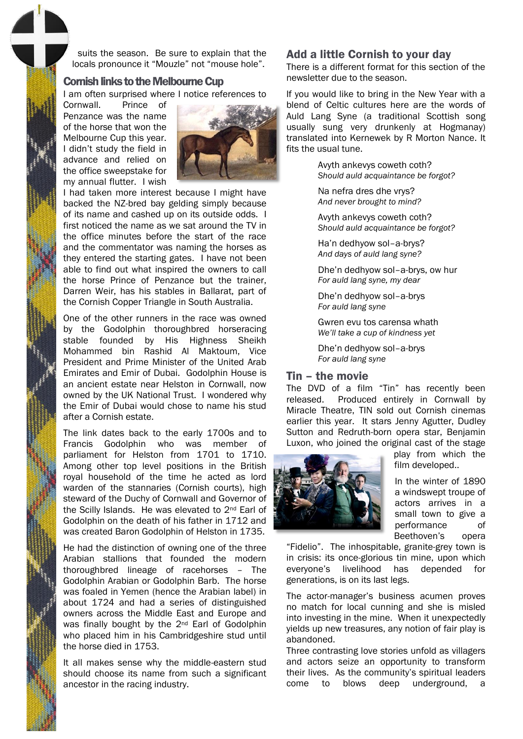suits the season. Be sure to explain that the locals pronounce it "Mouzle" not "mouse hole".

## Cornish links to the Melbourne Cup

I am often surprised where I notice references to Cornwall. Prince of Penzance was the name of the horse that won the Melbourne Cup this year. I didn't study the field in advance and relied on the office sweepstake for my annual flutter. I wish I had taken more interest because I might have backed the NZ-bred bay gelding simply because of its name and cashed up on its outside odds. I first noticed the name as we sat around the TV in the office minutes before the start of the race and the commentator was naming the horses as they entered the starting gates. I have not been able to find out what inspired the owners to call the horse Prince of Penzance but the trainer, Darren Weir, has his stables in Ballarat, part of the Cornish Copper Triangle in South Australia.

One of the other runners in the race was owned by the Godolphin thoroughbred horseracing stable founded by His Highness Sheikh Mohammed bin Rashid Al Maktoum, Vice President and Prime Minister of the United Arab Emirates and Emir of Dubai. Godolphin House is an ancient estate near Helston in Cornwall, now owned by the UK National Trust. I wondered why the Emir of Dubai would chose to name his stud after a Cornish estate.

The link dates back to the early 1700s and to Francis Godolphin who was member of parliament for Helston from 1701 to 1710. Among other top level positions in the British royal household of the time he acted as lord warden of the stannaries (Cornish courts), high steward of the Duchy of Cornwall and Governor of the Scilly Islands. He was elevated to 2nd Earl of Godolphin on the death of his father in 1712 and was created Baron Godolphin of Helston in 1735.

He had the distinction of owning one of the three Arabian stallions that founded the modern thoroughbred lineage of racehorses – The Godolphin Arabian or Godolphin Barb. The horse was foaled in Yemen (hence the Arabian label) in about 1724 and had a series of distinguished owners across the Middle East and Europe and was finally bought by the 2nd Earl of Godolphin who placed him in his Cambridgeshire stud until the horse died in 1753.

It all makes sense why the middle-eastern stud should choose its name from such a significant ancestor in the racing industry.

## Add a little Cornish to your day

There is a different format for this section of the newsletter due to the season.

If you would like to bring in the New Year with a blend of Celtic cultures here are the words of Auld Lang Syne (a traditional Scottish song usually sung very drunkenly at Hogmanay) translated into Kernewek by R Morton Nance. It fits the usual tune.

Avyth ankevys coweth coth?
*Should auld acquaintance be forgot?*

Na nefra dres dhe vrys?
*And never brought to mind?*

Avyth ankevys coweth coth?
*Should auld acquaintance be forgot?*

Ha'n dedhyow sol–a-brys?
*And days of auld lang syne?*

Dhe'n dedhyow sol–a-brys, ow hur
*For auld lang syne, my dear*

Dhe'n dedhyow sol–a-brys
*For auld lang syne*

Gwren evu tos carensa whath
*We'll take a cup of kindness yet*

Dhe'n dedhyow sol–a-brys
*For auld lang syne*

## Tin – the movie

The DVD of a film "Tin" has recently been released. Produced entirely in Cornwall by Miracle Theatre, TIN sold out Cornish cinemas earlier this year. It stars Jenny Agutter, Dudley Sutton and Redruth-born opera star, Benjamin Luxon, who joined the original cast of the stage play from which the film developed..

In the winter of 1890 a windswept troupe of actors arrives in a small town to give a performance of Beethoven's opera "Fidelio". The inhospitable, granite-grey town is in crisis: its once-glorious tin mine, upon which everyone's livelihood has depended for generations, is on its last legs.

The actor-manager's business acumen proves no match for local cunning and she is misled into investing in the mine. When it unexpectedly yields up new treasures, any notion of fair play is abandoned.

Three contrasting love stories unfold as villagers and actors seize an opportunity to transform their lives. As the community's spiritual leaders come to blows deep underground, a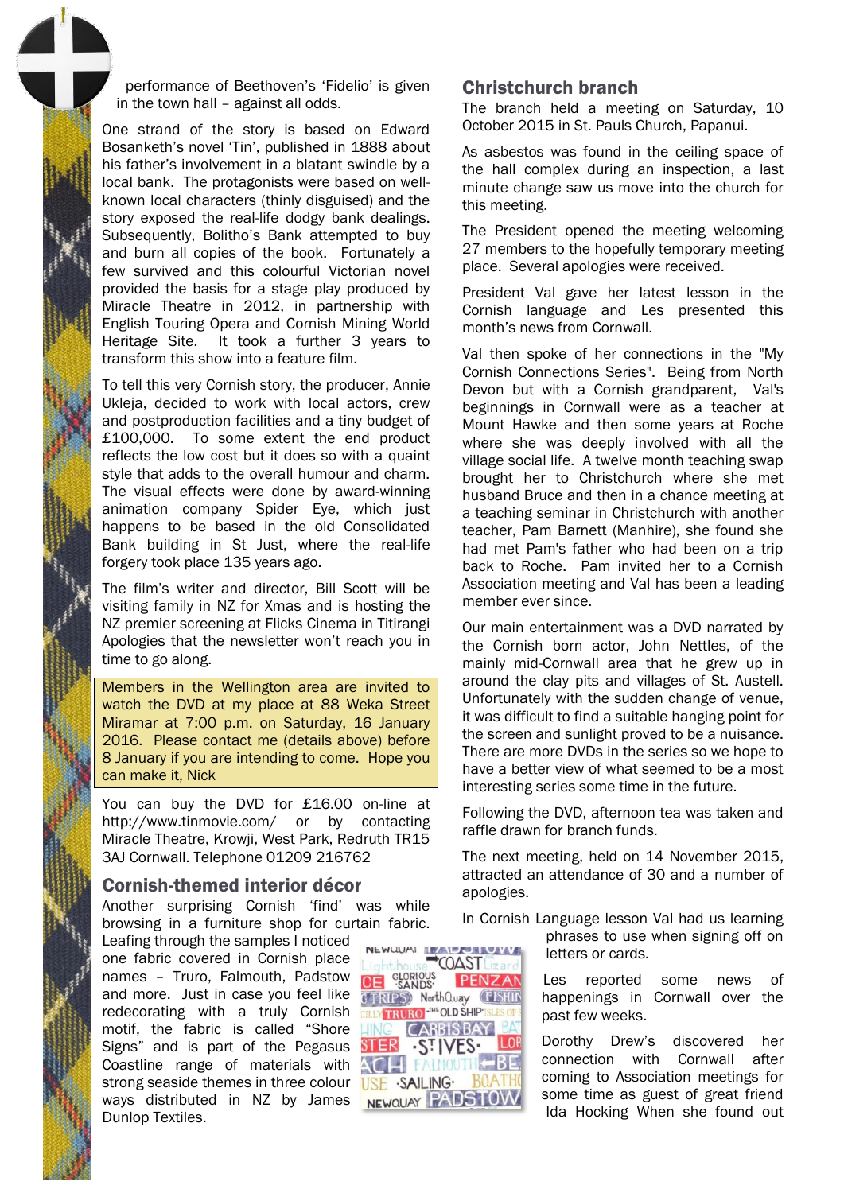performance of Beethoven's 'Fidelio' is given in the town hall – against all odds.

One strand of the story is based on Edward Bosanketh's novel 'Tin', published in 1888 about his father's involvement in a blatant swindle by a local bank. The protagonists were based on well-known local characters (thinly disguised) and the story exposed the real-life dodgy bank dealings. Subsequently, Bolitho's Bank attempted to buy and burn all copies of the book. Fortunately a few survived and this colourful Victorian novel provided the basis for a stage play produced by Miracle Theatre in 2012, in partnership with English Touring Opera and Cornish Mining World Heritage Site. It took a further 3 years to transform this show into a feature film.

To tell this very Cornish story, the producer, Annie Ukleja, decided to work with local actors, crew and postproduction facilities and a tiny budget of £100,000. To some extent the end product reflects the low cost but it does so with a quaint style that adds to the overall humour and charm. The visual effects were done by award-winning animation company Spider Eye, which just happens to be based in the old Consolidated Bank building in St Just, where the real-life forgery took place 135 years ago.

The film's writer and director, Bill Scott will be visiting family in NZ for Xmas and is hosting the NZ premier screening at Flicks Cinema in Titirangi Apologies that the newsletter won't reach you in time to go along.

Members in the Wellington area are invited to watch the DVD at my place at 88 Weka Street Miramar at 7:00 p.m. on Saturday, 16 January 2016. Please contact me (details above) before 8 January if you are intending to come. Hope you can make it, Nick

You can buy the DVD for £16.00 on-line at http://www.tinmovie.com/ or by contacting Miracle Theatre, Krowji, West Park, Redruth TR15 3AJ Cornwall. Telephone 01209 216762

## Cornish-themed interior décor

Another surprising Cornish 'find' was while browsing in a furniture shop for curtain fabric. Leafing through the samples I noticed one fabric covered in Cornish place names – Truro, Falmouth, Padstow and more. Just in case you feel like redecorating with a truly Cornish motif, the fabric is called "Shore Signs" and is part of the Pegasus Coastline range of materials with strong seaside themes in three colour ways distributed in NZ by James Dunlop Textiles.

## Christchurch branch

The branch held a meeting on Saturday, 10 October 2015 in St. Pauls Church, Papanui.

As asbestos was found in the ceiling space of the hall complex during an inspection, a last minute change saw us move into the church for this meeting.

The President opened the meeting welcoming 27 members to the hopefully temporary meeting place. Several apologies were received.

President Val gave her latest lesson in the Cornish language and Les presented this month's news from Cornwall.

Val then spoke of her connections in the "My Cornish Connections Series". Being from North Devon but with a Cornish grandparent, Val's beginnings in Cornwall were as a teacher at Mount Hawke and then some years at Roche where she was deeply involved with all the village social life. A twelve month teaching swap brought her to Christchurch where she met husband Bruce and then in a chance meeting at a teaching seminar in Christchurch with another teacher, Pam Barnett (Manhire), she found she had met Pam's father who had been on a trip back to Roche. Pam invited her to a Cornish Association meeting and Val has been a leading member ever since.

Our main entertainment was a DVD narrated by the Cornish born actor, John Nettles, of the mainly mid-Cornwall area that he grew up in around the clay pits and villages of St. Austell. Unfortunately with the sudden change of venue, it was difficult to find a suitable hanging point for the screen and sunlight proved to be a nuisance. There are more DVDs in the series so we hope to have a better view of what seemed to be a most interesting series some time in the future.

Following the DVD, afternoon tea was taken and raffle drawn for branch funds.

The next meeting, held on 14 November 2015, attracted an attendance of 30 and a number of apologies.

In Cornish Language lesson Val had us learning phrases to use when signing off on letters or cards.

Les reported some news of happenings in Cornwall over the past few weeks.

Dorothy Drew's discovered her connection with Cornwall after coming to Association meetings for some time as guest of great friend Ida Hocking When she found out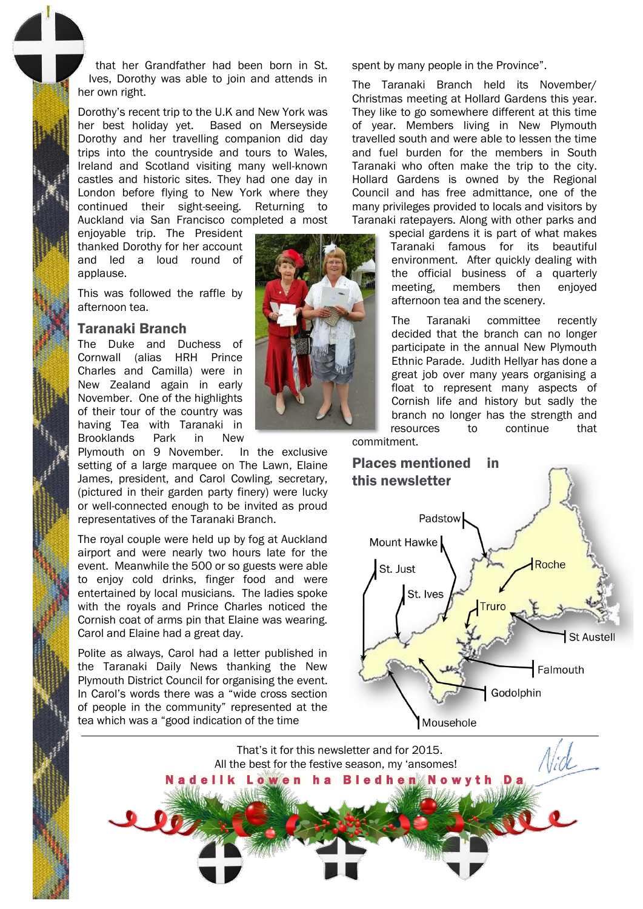that her Grandfather had been born in St. Ives, Dorothy was able to join and attends in her own right.

Dorothy's recent trip to the U.K and New York was her best holiday yet. Based on Merseyside Dorothy and her travelling companion did day trips into the countryside and tours to Wales, Ireland and Scotland visiting many well-known castles and historic sites. They had one day in London before flying to New York where they continued their sight-seeing. Returning to Auckland via San Francisco completed a most enjoyable trip. The President thanked Dorothy for her account and led a loud round of applause.

This was followed the raffle by afternoon tea.

## Taranaki Branch

The Duke and Duchess of Cornwall (alias HRH Prince Charles and Camilla) were in New Zealand again in early November. One of the highlights of their tour of the country was having Tea with Taranaki in Brooklands Park in New Plymouth on 9 November. In the exclusive setting of a large marquee on The Lawn, Elaine James, president, and Carol Cowling, secretary, (pictured in their garden party finery) were lucky or well-connected enough to be invited as proud representatives of the Taranaki Branch.

The royal couple were held up by fog at Auckland airport and were nearly two hours late for the event. Meanwhile the 500 or so guests were able to enjoy cold drinks, finger food and were entertained by local musicians. The ladies spoke with the royals and Prince Charles noticed the Cornish coat of arms pin that Elaine was wearing. Carol and Elaine had a great day.

Polite as always, Carol had a letter published in the Taranaki Daily News thanking the New Plymouth District Council for organising the event. In Carol's words there was a "wide cross section of people in the community" represented at the tea which was a "good indication of the time spent by many people in the Province".

The Taranaki Branch held its November/ Christmas meeting at Hollard Gardens this year. They like to go somewhere different at this time of year. Members living in New Plymouth travelled south and were able to lessen the time and fuel burden for the members in South Taranaki who often make the trip to the city. Hollard Gardens is owned by the Regional Council and has free admittance, one of the many privileges provided to locals and visitors by Taranaki ratepayers. Along with other parks and special gardens it is part of what makes Taranaki famous for its beautiful environment. After quickly dealing with the official business of a quarterly meeting, members then enjoyed afternoon tea and the scenery.

The Taranaki committee recently decided that the branch can no longer participate in the annual New Plymouth Ethnic Parade. Judith Hellyar has done a great job over many years organising a float to represent many aspects of Cornish life and history but sadly the branch no longer has the strength and resources to continue that commitment.

## Places mentioned in this newsletter

Padstow
Mount Hawke
Roche
St. Just
St. Ives
Truro
St Austell
Falmouth
Godolphin
Mousehole

That's it for this newsletter and for 2015.
All the best for the festive season, my 'ansomes!

Nadelik Lowen ha Bledhen Nowyth Da

Nick